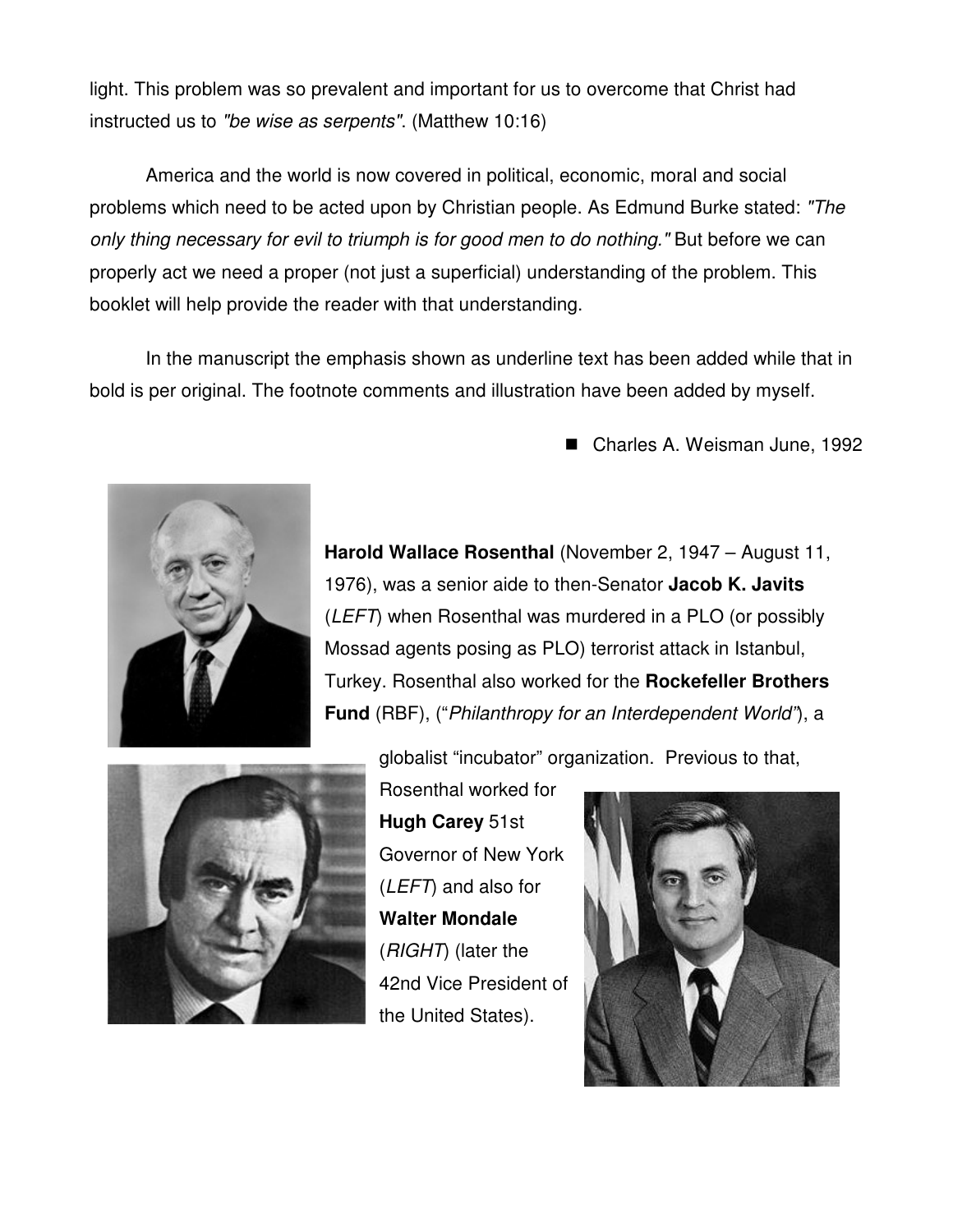light. This problem was so prevalent and important for us to overcome that Christ had instructed us to *"be wise as serpents"*. (Matthew 10:16)

America and the world is now covered in political, economic, moral and social problems which need to be acted upon by Christian people. As Edmund Burke stated: *"The only thing necessary for evil to triumph is for good men to do nothing."* But before we can properly act we need a proper (not just a superficial) understanding of the problem. This booklet will help provide the reader with that understanding.

In the manuscript the emphasis shown as underline text has been added while that in bold is per original. The footnote comments and illustration have been added by myself.

■ Charles A. Weisman June, 1992

**Harold Wallace Rosenthal** (November 2, 1947 – August 11, 1976), was a senior aide to then-Senator **Jacob K. Javits** (*LEFT*) when Rosenthal was murdered in a PLO (or possibly Mossad agents posing as PLO) terrorist attack in Istanbul, Turkey. Rosenthal also worked for the **Rockefeller Brothers Fund** (RBF), ("*Philanthropy for an Interdependent World*"), a globalist "incubator" organization. Previous to that, Rosenthal worked for **Hugh Carey** 51st Governor of New York (*LEFT*) and also for **Walter Mondale** (*RIGHT*) (later the 42nd Vice President of the United States).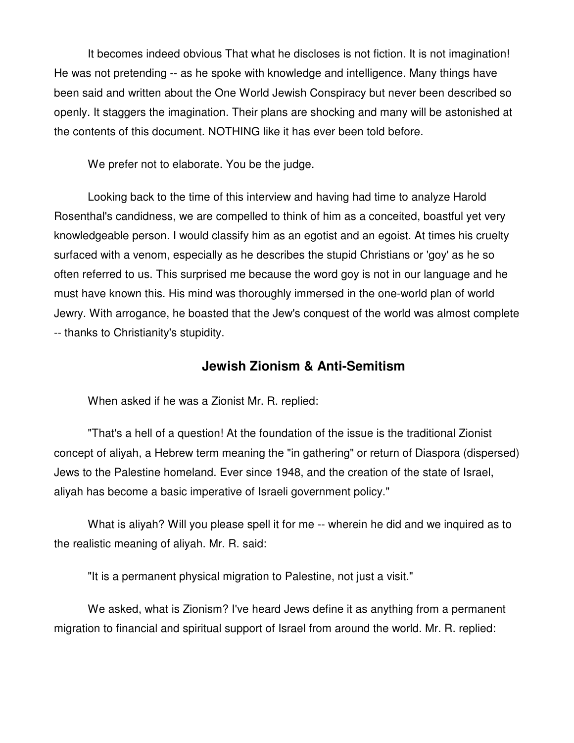It becomes indeed obvious That what he discloses is not fiction. It is not imagination! He was not pretending -- as he spoke with knowledge and intelligence. Many things have been said and written about the One World Jewish Conspiracy but never been described so openly. It staggers the imagination. Their plans are shocking and many will be astonished at the contents of this document. NOTHING like it has ever been told before.

We prefer not to elaborate. You be the judge.

Looking back to the time of this interview and having had time to analyze Harold Rosenthal's candidness, we are compelled to think of him as a conceited, boastful yet very knowledgeable person. I would classify him as an egotist and an egoist. At times his cruelty surfaced with a venom, especially as he describes the stupid Christians or 'goy' as he so often referred to us. This surprised me because the word goy is not in our language and he must have known this. His mind was thoroughly immersed in the one-world plan of world Jewry. With arrogance, he boasted that the Jew's conquest of the world was almost complete -- thanks to Christianity's stupidity.

## Jewish Zionism & Anti-Semitism

When asked if he was a Zionist Mr. R. replied:

"That's a hell of a question! At the foundation of the issue is the traditional Zionist concept of aliyah, a Hebrew term meaning the "in gathering" or return of Diaspora (dispersed) Jews to the Palestine homeland. Ever since 1948, and the creation of the state of Israel, aliyah has become a basic imperative of Israeli government policy."

What is aliyah? Will you please spell it for me -- wherein he did and we inquired as to the realistic meaning of aliyah. Mr. R. said:

"It is a permanent physical migration to Palestine, not just a visit."

We asked, what is Zionism? I've heard Jews define it as anything from a permanent migration to financial and spiritual support of Israel from around the world. Mr. R. replied: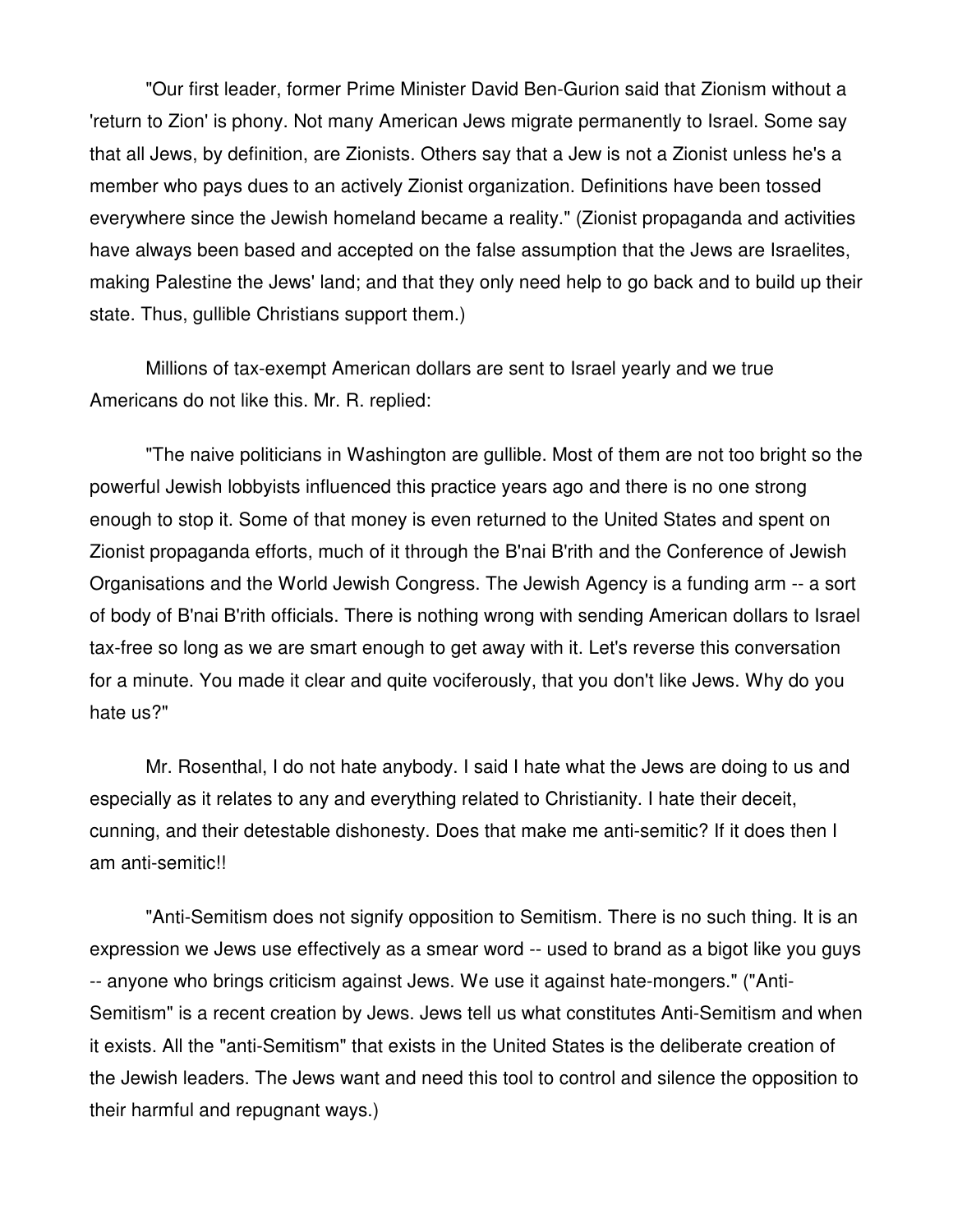"Our first leader, former Prime Minister David Ben-Gurion said that Zionism without a 'return to Zion' is phony. Not many American Jews migrate permanently to Israel. Some say that all Jews, by definition, are Zionists. Others say that a Jew is not a Zionist unless he's a member who pays dues to an actively Zionist organization. Definitions have been tossed everywhere since the Jewish homeland became a reality." (Zionist propaganda and activities have always been based and accepted on the false assumption that the Jews are Israelites, making Palestine the Jews' land; and that they only need help to go back and to build up their state. Thus, gullible Christians support them.)

Millions of tax-exempt American dollars are sent to Israel yearly and we true Americans do not like this. Mr. R. replied:

"The naive politicians in Washington are gullible. Most of them are not too bright so the powerful Jewish lobbyists influenced this practice years ago and there is no one strong enough to stop it. Some of that money is even returned to the United States and spent on Zionist propaganda efforts, much of it through the B'nai B'rith and the Conference of Jewish Organisations and the World Jewish Congress. The Jewish Agency is a funding arm -- a sort of body of B'nai B'rith officials. There is nothing wrong with sending American dollars to Israel tax-free so long as we are smart enough to get away with it. Let's reverse this conversation for a minute. You made it clear and quite vociferously, that you don't like Jews. Why do you hate us?"

Mr. Rosenthal, I do not hate anybody. I said I hate what the Jews are doing to us and especially as it relates to any and everything related to Christianity. I hate their deceit, cunning, and their detestable dishonesty. Does that make me anti-semitic? If it does then I am anti-semitic!!

"Anti-Semitism does not signify opposition to Semitism. There is no such thing. It is an expression we Jews use effectively as a smear word -- used to brand as a bigot like you guys -- anyone who brings criticism against Jews. We use it against hate-mongers." ("Anti-Semitism" is a recent creation by Jews. Jews tell us what constitutes Anti-Semitism and when it exists. All the "anti-Semitism" that exists in the United States is the deliberate creation of the Jewish leaders. The Jews want and need this tool to control and silence the opposition to their harmful and repugnant ways.)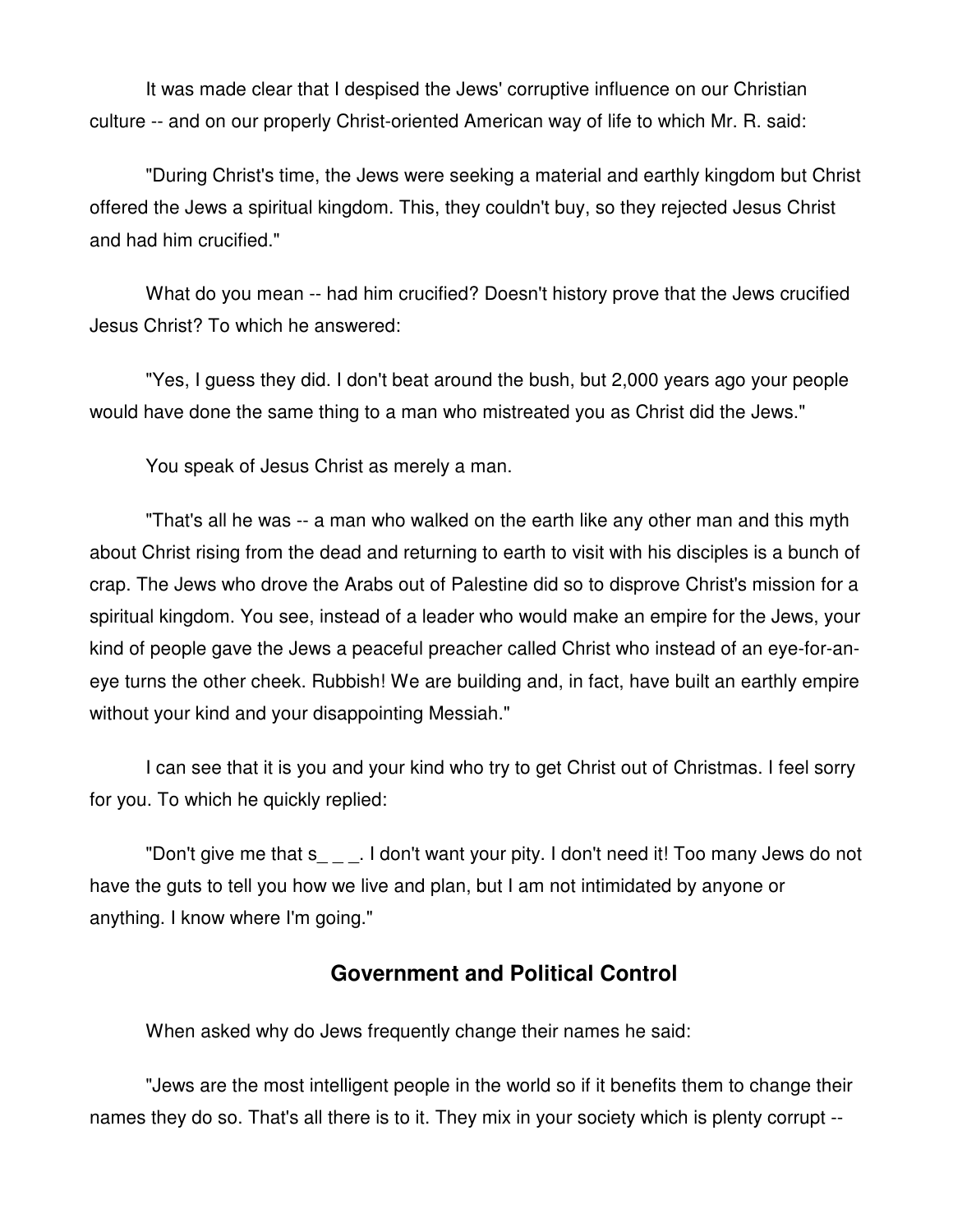It was made clear that I despised the Jews' corruptive influence on our Christian culture -- and on our properly Christ-oriented American way of life to which Mr. R. said:

"During Christ's time, the Jews were seeking a material and earthly kingdom but Christ offered the Jews a spiritual kingdom. This, they couldn't buy, so they rejected Jesus Christ and had him crucified."

What do you mean -- had him crucified? Doesn't history prove that the Jews crucified Jesus Christ? To which he answered:

"Yes, I guess they did. I don't beat around the bush, but 2,000 years ago your people would have done the same thing to a man who mistreated you as Christ did the Jews."

You speak of Jesus Christ as merely a man.

"That's all he was -- a man who walked on the earth like any other man and this myth about Christ rising from the dead and returning to earth to visit with his disciples is a bunch of crap. The Jews who drove the Arabs out of Palestine did so to disprove Christ's mission for a spiritual kingdom. You see, instead of a leader who would make an empire for the Jews, your kind of people gave the Jews a peaceful preacher called Christ who instead of an eye-for-an-eye turns the other cheek. Rubbish! We are building and, in fact, have built an earthly empire without your kind and your disappointing Messiah."

I can see that it is you and your kind who try to get Christ out of Christmas. I feel sorry for you. To which he quickly replied:

"Don't give me that s_ _ _. I don't want your pity. I don't need it! Too many Jews do not have the guts to tell you how we live and plan, but I am not intimidated by anyone or anything. I know where I'm going."

## Government and Political Control

When asked why do Jews frequently change their names he said:

"Jews are the most intelligent people in the world so if it benefits them to change their names they do so. That's all there is to it. They mix in your society which is plenty corrupt --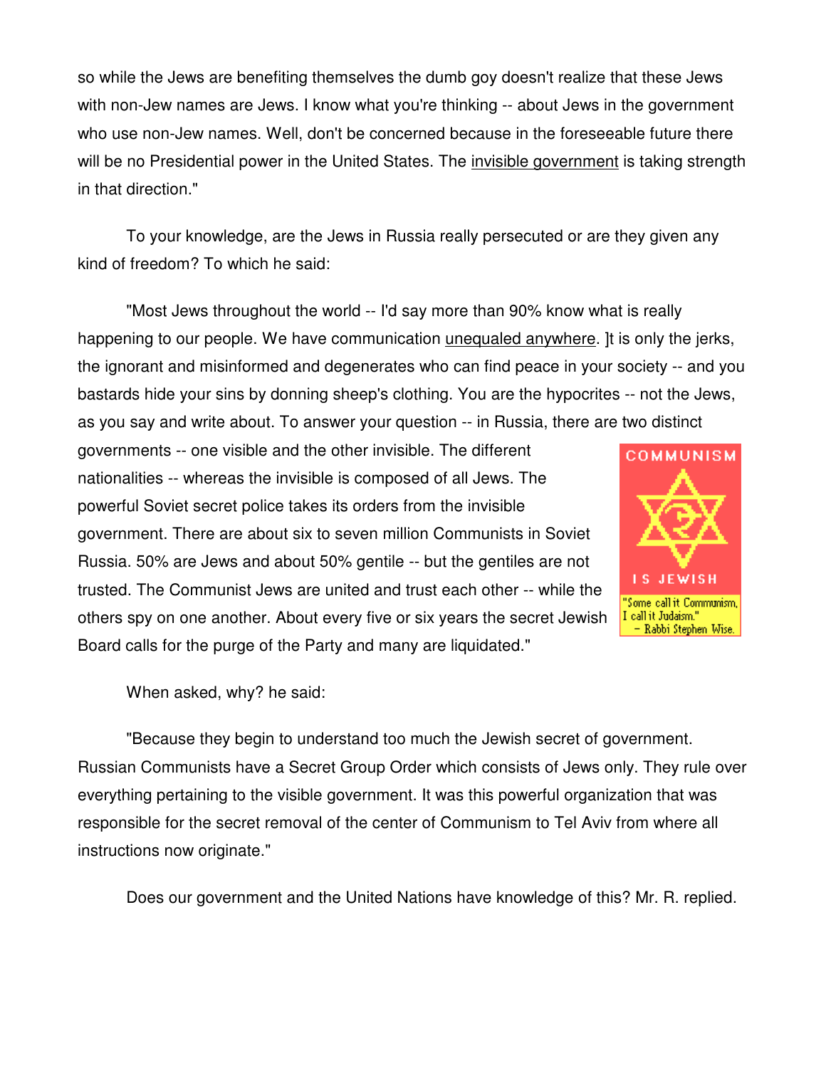so while the Jews are benefiting themselves the dumb goy doesn't realize that these Jews with non-Jew names are Jews. I know what you're thinking -- about Jews in the government who use non-Jew names. Well, don't be concerned because in the foreseeable future there will be no Presidential power in the United States. The invisible government is taking strength in that direction."

To your knowledge, are the Jews in Russia really persecuted or are they given any kind of freedom? To which he said:

"Most Jews throughout the world -- I'd say more than 90% know what is really happening to our people. We have communication unequaled anywhere. ]t is only the jerks, the ignorant and misinformed and degenerates who can find peace in your society -- and you bastards hide your sins by donning sheep's clothing. You are the hypocrites -- not the Jews, as you say and write about. To answer your question -- in Russia, there are two distinct governments -- one visible and the other invisible. The different nationalities -- whereas the invisible is composed of all Jews. The powerful Soviet secret police takes its orders from the invisible government. There are about six to seven million Communists in Soviet Russia. 50% are Jews and about 50% gentile -- but the gentiles are not trusted. The Communist Jews are united and trust each other -- while the others spy on one another. About every five or six years the secret Jewish Board calls for the purge of the Party and many are liquidated."

COMMUNISM IS JEWISH

"Some call it Communism, I call it Judaism." – Rabbi Stephen Wise.

When asked, why? he said:

"Because they begin to understand too much the Jewish secret of government. Russian Communists have a Secret Group Order which consists of Jews only. They rule over everything pertaining to the visible government. It was this powerful organization that was responsible for the secret removal of the center of Communism to Tel Aviv from where all instructions now originate."

Does our government and the United Nations have knowledge of this? Mr. R. replied.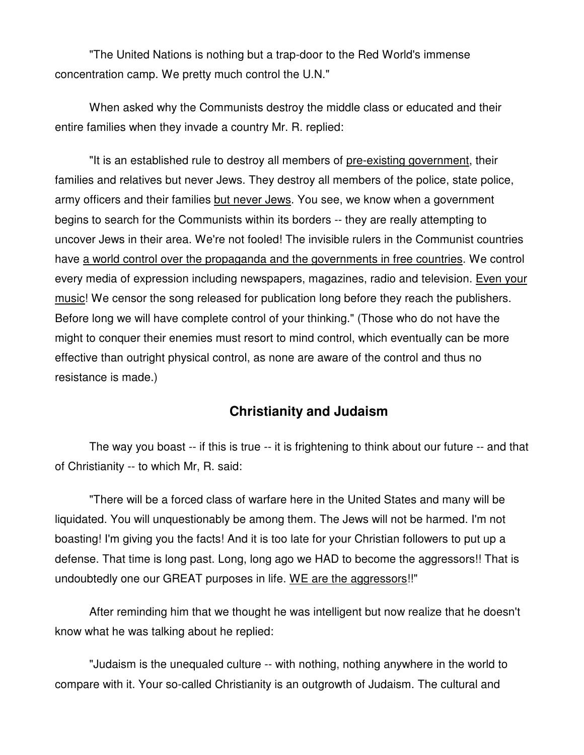"The United Nations is nothing but a trap-door to the Red World's immense concentration camp. We pretty much control the U.N."

When asked why the Communists destroy the middle class or educated and their entire families when they invade a country Mr. R. replied:

"It is an established rule to destroy all members of pre-existing government, their families and relatives but never Jews. They destroy all members of the police, state police, army officers and their families but never Jews. You see, we know when a government begins to search for the Communists within its borders -- they are really attempting to uncover Jews in their area. We're not fooled! The invisible rulers in the Communist countries have a world control over the propaganda and the governments in free countries. We control every media of expression including newspapers, magazines, radio and television. Even your music! We censor the song released for publication long before they reach the publishers. Before long we will have complete control of your thinking." (Those who do not have the might to conquer their enemies must resort to mind control, which eventually can be more effective than outright physical control, as none are aware of the control and thus no resistance is made.)

## Christianity and Judaism

The way you boast -- if this is true -- it is frightening to think about our future -- and that of Christianity -- to which Mr, R. said:

"There will be a forced class of warfare here in the United States and many will be liquidated. You will unquestionably be among them. The Jews will not be harmed. I'm not boasting! I'm giving you the facts! And it is too late for your Christian followers to put up a defense. That time is long past. Long, long ago we HAD to become the aggressors!! That is undoubtedly one our GREAT purposes in life. WE are the aggressors!!"

After reminding him that we thought he was intelligent but now realize that he doesn't know what he was talking about he replied:

"Judaism is the unequaled culture -- with nothing, nothing anywhere in the world to compare with it. Your so-called Christianity is an outgrowth of Judaism. The cultural and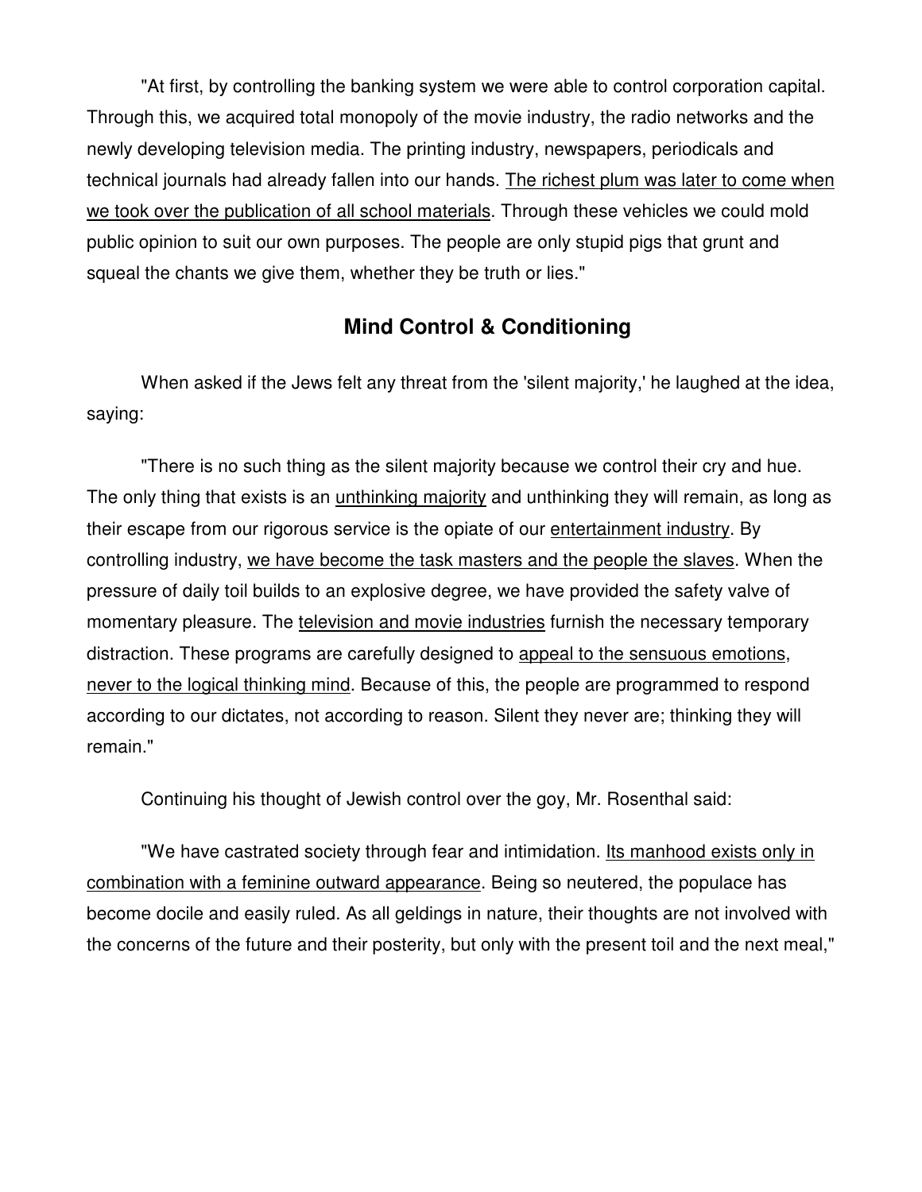"At first, by controlling the banking system we were able to control corporation capital. Through this, we acquired total monopoly of the movie industry, the radio networks and the newly developing television media. The printing industry, newspapers, periodicals and technical journals had already fallen into our hands. The richest plum was later to come when we took over the publication of all school materials. Through these vehicles we could mold public opinion to suit our own purposes. The people are only stupid pigs that grunt and squeal the chants we give them, whether they be truth or lies."

## Mind Control & Conditioning

When asked if the Jews felt any threat from the 'silent majority,' he laughed at the idea, saying:

"There is no such thing as the silent majority because we control their cry and hue. The only thing that exists is an unthinking majority and unthinking they will remain, as long as their escape from our rigorous service is the opiate of our entertainment industry. By controlling industry, we have become the task masters and the people the slaves. When the pressure of daily toil builds to an explosive degree, we have provided the safety valve of momentary pleasure. The television and movie industries furnish the necessary temporary distraction. These programs are carefully designed to appeal to the sensuous emotions, never to the logical thinking mind. Because of this, the people are programmed to respond according to our dictates, not according to reason. Silent they never are; thinking they will remain."

Continuing his thought of Jewish control over the goy, Mr. Rosenthal said:

"We have castrated society through fear and intimidation. Its manhood exists only in combination with a feminine outward appearance. Being so neutered, the populace has become docile and easily ruled. As all geldings in nature, their thoughts are not involved with the concerns of the future and their posterity, but only with the present toil and the next meal,"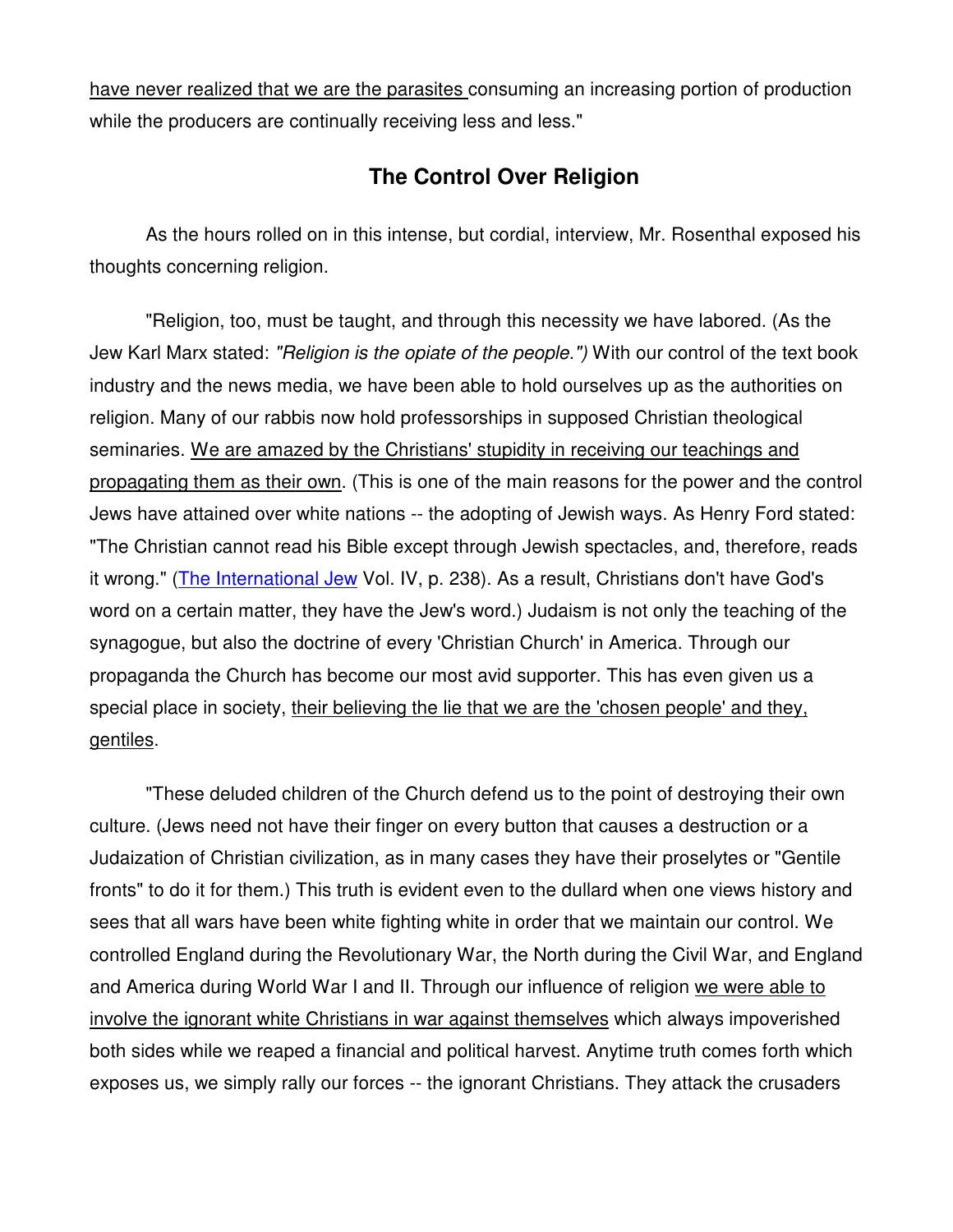have never realized that we are the parasites consuming an increasing portion of production while the producers are continually receiving less and less."

## The Control Over Religion

As the hours rolled on in this intense, but cordial, interview, Mr. Rosenthal exposed his thoughts concerning religion.

"Religion, too, must be taught, and through this necessity we have labored. (As the Jew Karl Marx stated: *"Religion is the opiate of the people.")* With our control of the text book industry and the news media, we have been able to hold ourselves up as the authorities on religion. Many of our rabbis now hold professorships in supposed Christian theological seminaries. We are amazed by the Christians' stupidity in receiving our teachings and propagating them as their own. (This is one of the main reasons for the power and the control Jews have attained over white nations -- the adopting of Jewish ways. As Henry Ford stated: "The Christian cannot read his Bible except through Jewish spectacles, and, therefore, reads it wrong." (The International Jew Vol. IV, p. 238). As a result, Christians don't have God's word on a certain matter, they have the Jew's word.) Judaism is not only the teaching of the synagogue, but also the doctrine of every 'Christian Church' in America. Through our propaganda the Church has become our most avid supporter. This has even given us a special place in society, their believing the lie that we are the 'chosen people' and they, gentiles.

"These deluded children of the Church defend us to the point of destroying their own culture. (Jews need not have their finger on every button that causes a destruction or a Judaization of Christian civilization, as in many cases they have their proselytes or "Gentile fronts" to do it for them.) This truth is evident even to the dullard when one views history and sees that all wars have been white fighting white in order that we maintain our control. We controlled England during the Revolutionary War, the North during the Civil War, and England and America during World War I and II. Through our influence of religion we were able to involve the ignorant white Christians in war against themselves which always impoverished both sides while we reaped a financial and political harvest. Anytime truth comes forth which exposes us, we simply rally our forces -- the ignorant Christians. They attack the crusaders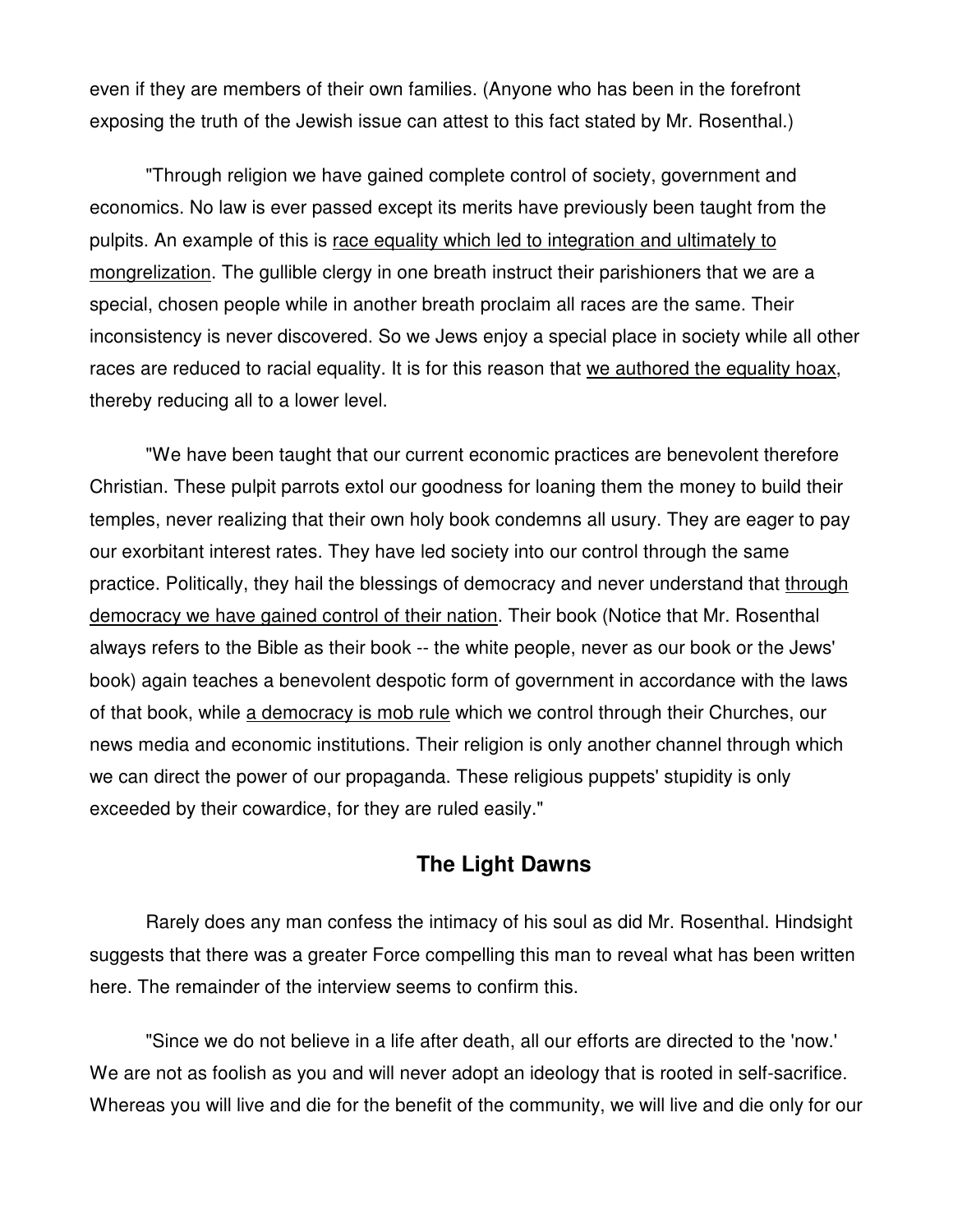even if they are members of their own families. (Anyone who has been in the forefront exposing the truth of the Jewish issue can attest to this fact stated by Mr. Rosenthal.)

"Through religion we have gained complete control of society, government and economics. No law is ever passed except its merits have previously been taught from the pulpits. An example of this is <u>race equality which led to integration and ultimately to mongrelization</u>. The gullible clergy in one breath instruct their parishioners that we are a special, chosen people while in another breath proclaim all races are the same. Their inconsistency is never discovered. So we Jews enjoy a special place in society while all other races are reduced to racial equality. It is for this reason that <u>we authored the equality hoax</u>, thereby reducing all to a lower level.

"We have been taught that our current economic practices are benevolent therefore Christian. These pulpit parrots extol our goodness for loaning them the money to build their temples, never realizing that their own holy book condemns all usury. They are eager to pay our exorbitant interest rates. They have led society into our control through the same practice. Politically, they hail the blessings of democracy and never understand that <u>through democracy we have gained control of their nation</u>. Their book (Notice that Mr. Rosenthal always refers to the Bible as their book -- the white people, never as our book or the Jews' book) again teaches a benevolent despotic form of government in accordance with the laws of that book, while <u>a democracy is mob rule</u> which we control through their Churches, our news media and economic institutions. Their religion is only another channel through which we can direct the power of our propaganda. These religious puppets' stupidity is only exceeded by their cowardice, for they are ruled easily."

## The Light Dawns

Rarely does any man confess the intimacy of his soul as did Mr. Rosenthal. Hindsight suggests that there was a greater Force compelling this man to reveal what has been written here. The remainder of the interview seems to confirm this.

"Since we do not believe in a life after death, all our efforts are directed to the 'now.' We are not as foolish as you and will never adopt an ideology that is rooted in self-sacrifice. Whereas you will live and die for the benefit of the community, we will live and die only for our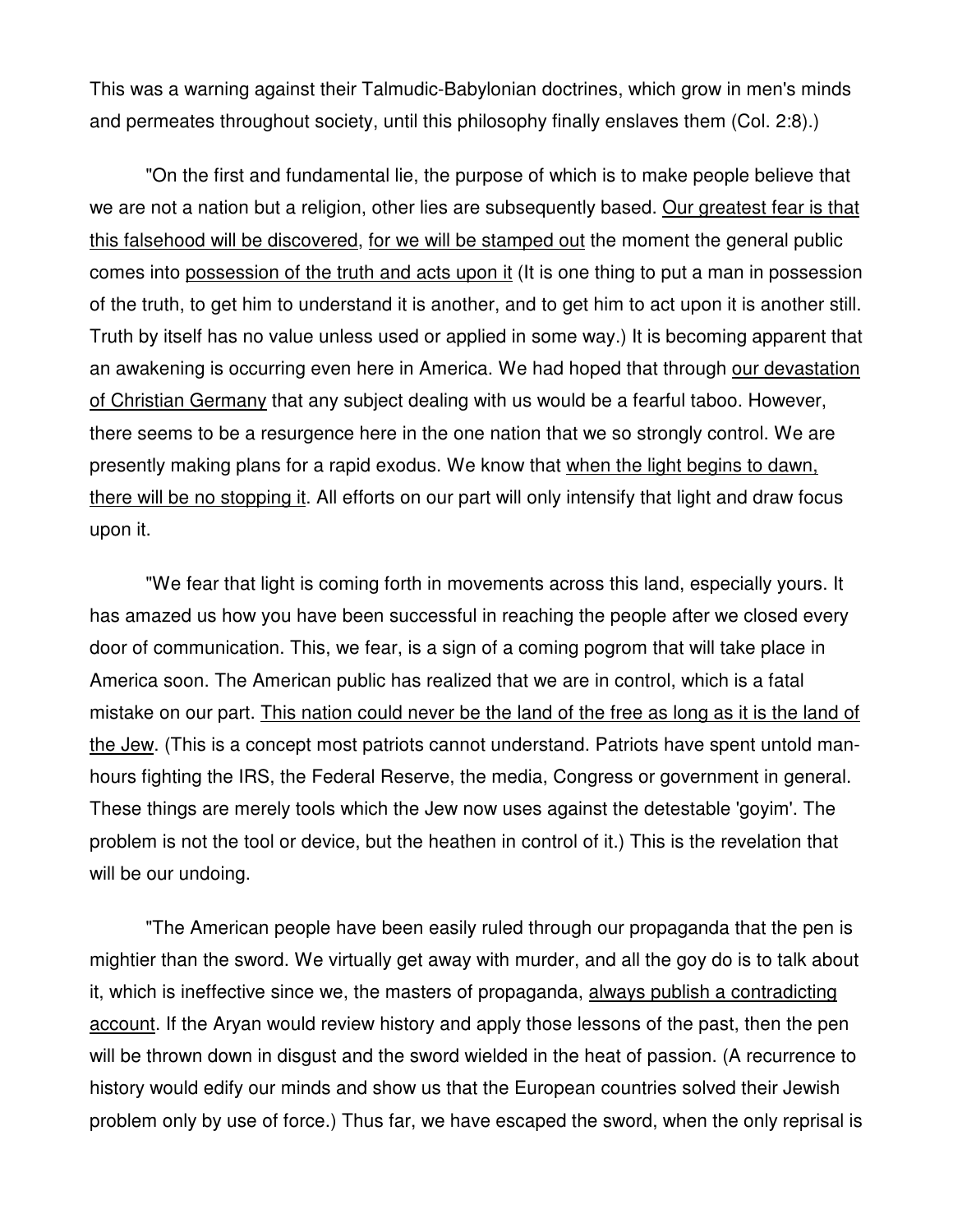This was a warning against their Talmudic-Babylonian doctrines, which grow in men's minds and permeates throughout society, until this philosophy finally enslaves them (Col. 2:8).)

"On the first and fundamental lie, the purpose of which is to make people believe that we are not a nation but a religion, other lies are subsequently based. Our greatest fear is that this falsehood will be discovered, for we will be stamped out the moment the general public comes into possession of the truth and acts upon it (It is one thing to put a man in possession of the truth, to get him to understand it is another, and to get him to act upon it is another still. Truth by itself has no value unless used or applied in some way.) It is becoming apparent that an awakening is occurring even here in America. We had hoped that through our devastation of Christian Germany that any subject dealing with us would be a fearful taboo. However, there seems to be a resurgence here in the one nation that we so strongly control. We are presently making plans for a rapid exodus. We know that when the light begins to dawn, there will be no stopping it. All efforts on our part will only intensify that light and draw focus upon it.

"We fear that light is coming forth in movements across this land, especially yours. It has amazed us how you have been successful in reaching the people after we closed every door of communication. This, we fear, is a sign of a coming pogrom that will take place in America soon. The American public has realized that we are in control, which is a fatal mistake on our part. This nation could never be the land of the free as long as it is the land of the Jew. (This is a concept most patriots cannot understand. Patriots have spent untold man-hours fighting the IRS, the Federal Reserve, the media, Congress or government in general. These things are merely tools which the Jew now uses against the detestable 'goyim'. The problem is not the tool or device, but the heathen in control of it.) This is the revelation that will be our undoing.

"The American people have been easily ruled through our propaganda that the pen is mightier than the sword. We virtually get away with murder, and all the goy do is to talk about it, which is ineffective since we, the masters of propaganda, always publish a contradicting account. If the Aryan would review history and apply those lessons of the past, then the pen will be thrown down in disgust and the sword wielded in the heat of passion. (A recurrence to history would edify our minds and show us that the European countries solved their Jewish problem only by use of force.) Thus far, we have escaped the sword, when the only reprisal is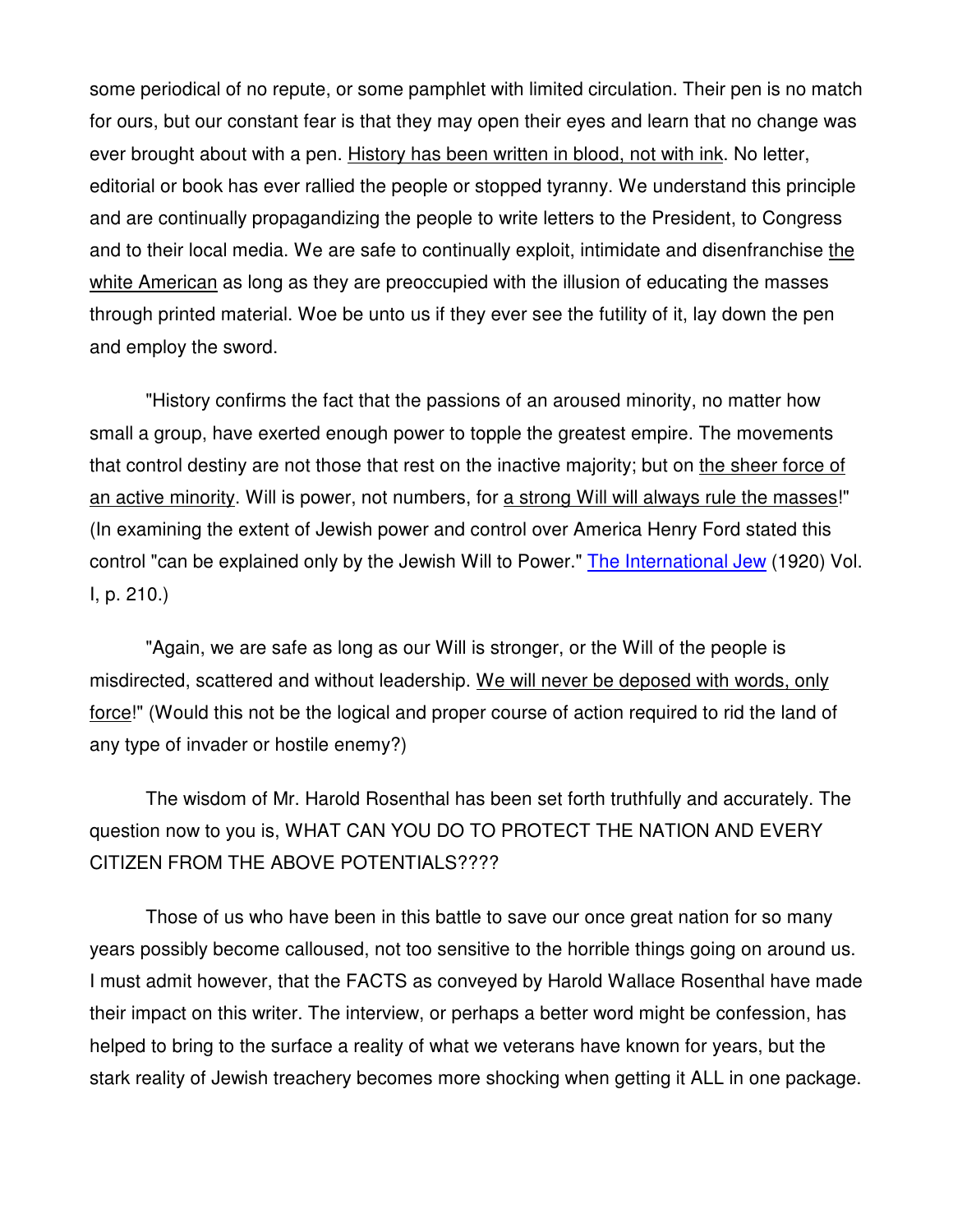some periodical of no repute, or some pamphlet with limited circulation. Their pen is no match for ours, but our constant fear is that they may open their eyes and learn that no change was ever brought about with a pen. History has been written in blood, not with ink. No letter, editorial or book has ever rallied the people or stopped tyranny. We understand this principle and are continually propagandizing the people to write letters to the President, to Congress and to their local media. We are safe to continually exploit, intimidate and disenfranchise the white American as long as they are preoccupied with the illusion of educating the masses through printed material. Woe be unto us if they ever see the futility of it, lay down the pen and employ the sword.

"History confirms the fact that the passions of an aroused minority, no matter how small a group, have exerted enough power to topple the greatest empire. The movements that control destiny are not those that rest on the inactive majority; but on the sheer force of an active minority. Will is power, not numbers, for a strong Will will always rule the masses!" (In examining the extent of Jewish power and control over America Henry Ford stated this control "can be explained only by the Jewish Will to Power." The International Jew (1920) Vol. I, p. 210.)

"Again, we are safe as long as our Will is stronger, or the Will of the people is misdirected, scattered and without leadership. We will never be deposed with words, only force!" (Would this not be the logical and proper course of action required to rid the land of any type of invader or hostile enemy?)

The wisdom of Mr. Harold Rosenthal has been set forth truthfully and accurately. The question now to you is, WHAT CAN YOU DO TO PROTECT THE NATION AND EVERY CITIZEN FROM THE ABOVE POTENTIALS????

Those of us who have been in this battle to save our once great nation for so many years possibly become calloused, not too sensitive to the horrible things going on around us. I must admit however, that the FACTS as conveyed by Harold Wallace Rosenthal have made their impact on this writer. The interview, or perhaps a better word might be confession, has helped to bring to the surface a reality of what we veterans have known for years, but the stark reality of Jewish treachery becomes more shocking when getting it ALL in one package.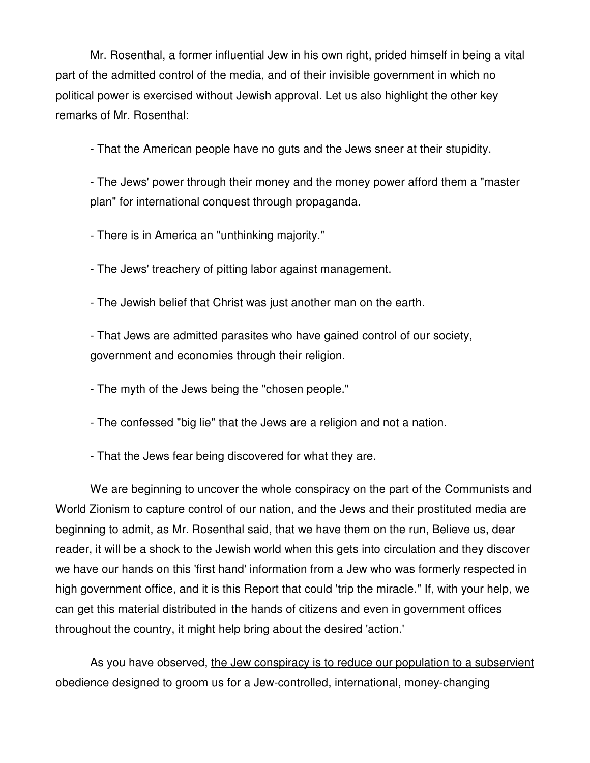Mr. Rosenthal, a former influential Jew in his own right, prided himself in being a vital part of the admitted control of the media, and of their invisible government in which no political power is exercised without Jewish approval. Let us also highlight the other key remarks of Mr. Rosenthal:

- That the American people have no guts and the Jews sneer at their stupidity.

- The Jews' power through their money and the money power afford them a "master plan" for international conquest through propaganda.

- There is in America an "unthinking majority."

- The Jews' treachery of pitting labor against management.

- The Jewish belief that Christ was just another man on the earth.

- That Jews are admitted parasites who have gained control of our society, government and economies through their religion.

- The myth of the Jews being the "chosen people."

- The confessed "big lie" that the Jews are a religion and not a nation.

- That the Jews fear being discovered for what they are.

We are beginning to uncover the whole conspiracy on the part of the Communists and World Zionism to capture control of our nation, and the Jews and their prostituted media are beginning to admit, as Mr. Rosenthal said, that we have them on the run, Believe us, dear reader, it will be a shock to the Jewish world when this gets into circulation and they discover we have our hands on this 'first hand' information from a Jew who was formerly respected in high government office, and it is this Report that could 'trip the miracle." If, with your help, we can get this material distributed in the hands of citizens and even in government offices throughout the country, it might help bring about the desired 'action.'

As you have observed, <u>the Jew conspiracy is to reduce our population to a subservient obedience</u> designed to groom us for a Jew-controlled, international, money-changing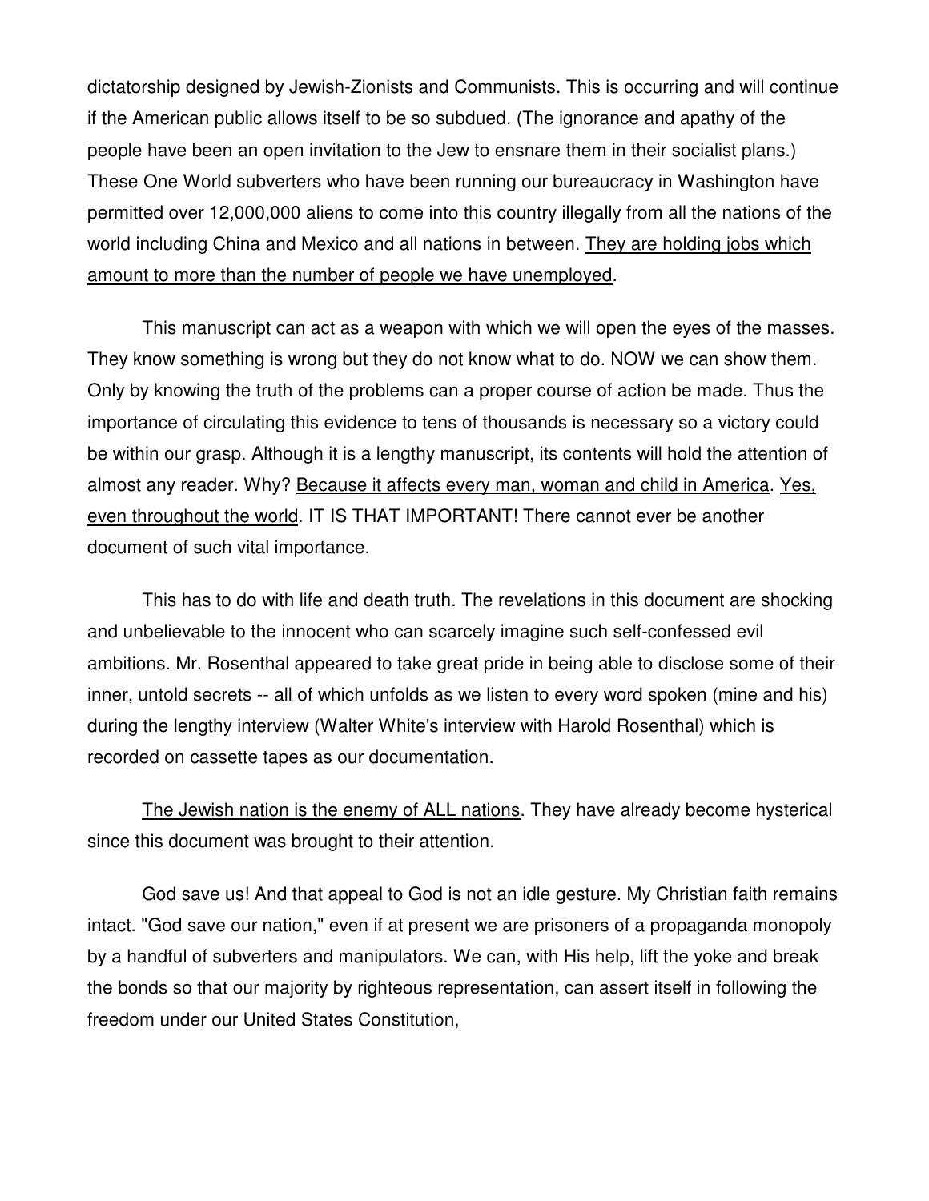dictatorship designed by Jewish-Zionists and Communists. This is occurring and will continue if the American public allows itself to be so subdued. (The ignorance and apathy of the people have been an open invitation to the Jew to ensnare them in their socialist plans.) These One World subverters who have been running our bureaucracy in Washington have permitted over 12,000,000 aliens to come into this country illegally from all the nations of the world including China and Mexico and all nations in between. <u>They are holding jobs which amount to more than the number of people we have unemployed</u>.

This manuscript can act as a weapon with which we will open the eyes of the masses. They know something is wrong but they do not know what to do. NOW we can show them. Only by knowing the truth of the problems can a proper course of action be made. Thus the importance of circulating this evidence to tens of thousands is necessary so a victory could be within our grasp. Although it is a lengthy manuscript, its contents will hold the attention of almost any reader. Why? <u>Because it affects every man, woman and child in America</u>. <u>Yes, even throughout the world</u>. IT IS THAT IMPORTANT! There cannot ever be another document of such vital importance.

This has to do with life and death truth. The revelations in this document are shocking and unbelievable to the innocent who can scarcely imagine such self-confessed evil ambitions. Mr. Rosenthal appeared to take great pride in being able to disclose some of their inner, untold secrets -- all of which unfolds as we listen to every word spoken (mine and his) during the lengthy interview (Walter White's interview with Harold Rosenthal) which is recorded on cassette tapes as our documentation.

<u>The Jewish nation is the enemy of ALL nations</u>. They have already become hysterical since this document was brought to their attention.

God save us! And that appeal to God is not an idle gesture. My Christian faith remains intact. "God save our nation," even if at present we are prisoners of a propaganda monopoly by a handful of subverters and manipulators. We can, with His help, lift the yoke and break the bonds so that our majority by righteous representation, can assert itself in following the freedom under our United States Constitution,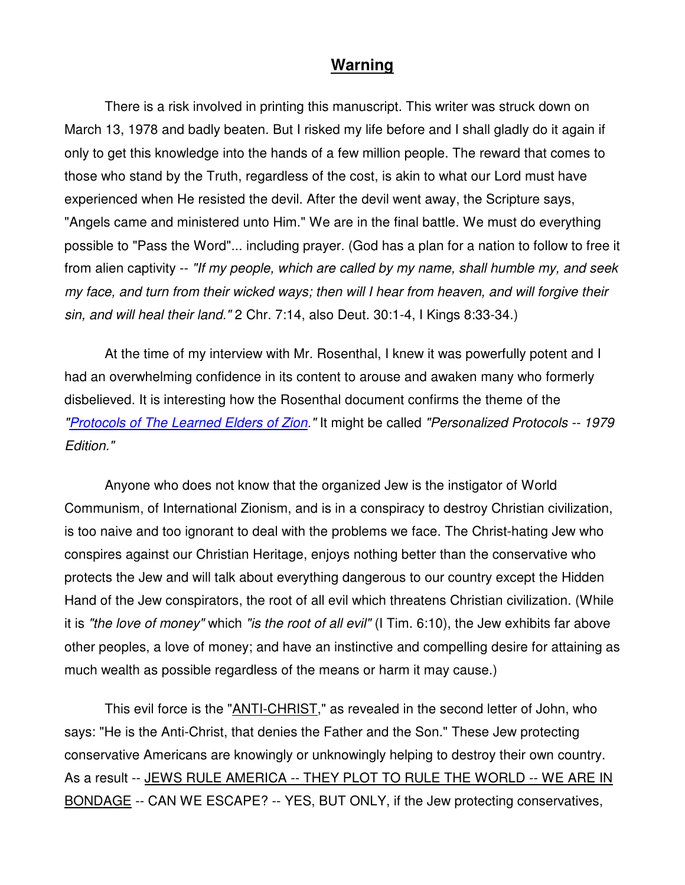## Warning

There is a risk involved in printing this manuscript. This writer was struck down on March 13, 1978 and badly beaten. But I risked my life before and I shall gladly do it again if only to get this knowledge into the hands of a few million people. The reward that comes to those who stand by the Truth, regardless of the cost, is akin to what our Lord must have experienced when He resisted the devil. After the devil went away, the Scripture says, "Angels came and ministered unto Him." We are in the final battle. We must do everything possible to "Pass the Word"... including prayer. (God has a plan for a nation to follow to free it from alien captivity -- *"If my people, which are called by my name, shall humble my, and seek my face, and turn from their wicked ways; then will I hear from heaven, and will forgive their sin, and will heal their land."* 2 Chr. 7:14, also Deut. 30:1-4, I Kings 8:33-34.)

At the time of my interview with Mr. Rosenthal, I knew it was powerfully potent and I had an overwhelming confidence in its content to arouse and awaken many who formerly disbelieved. It is interesting how the Rosenthal document confirms the theme of the *"Protocols of The Learned Elders of Zion."* It might be called *"Personalized Protocols -- 1979 Edition."*

Anyone who does not know that the organized Jew is the instigator of World Communism, of International Zionism, and is in a conspiracy to destroy Christian civilization, is too naive and too ignorant to deal with the problems we face. The Christ-hating Jew who conspires against our Christian Heritage, enjoys nothing better than the conservative who protects the Jew and will talk about everything dangerous to our country except the Hidden Hand of the Jew conspirators, the root of all evil which threatens Christian civilization. (While it is *"the love of money"* which *"is the root of all evil"* (I Tim. 6:10), the Jew exhibits far above other peoples, a love of money; and have an instinctive and compelling desire for attaining as much wealth as possible regardless of the means or harm it may cause.)

This evil force is the "ANTI-CHRIST," as revealed in the second letter of John, who says: "He is the Anti-Christ, that denies the Father and the Son." These Jew protecting conservative Americans are knowingly or unknowingly helping to destroy their own country. As a result -- JEWS RULE AMERICA -- THEY PLOT TO RULE THE WORLD -- WE ARE IN BONDAGE -- CAN WE ESCAPE? -- YES, BUT ONLY, if the Jew protecting conservatives,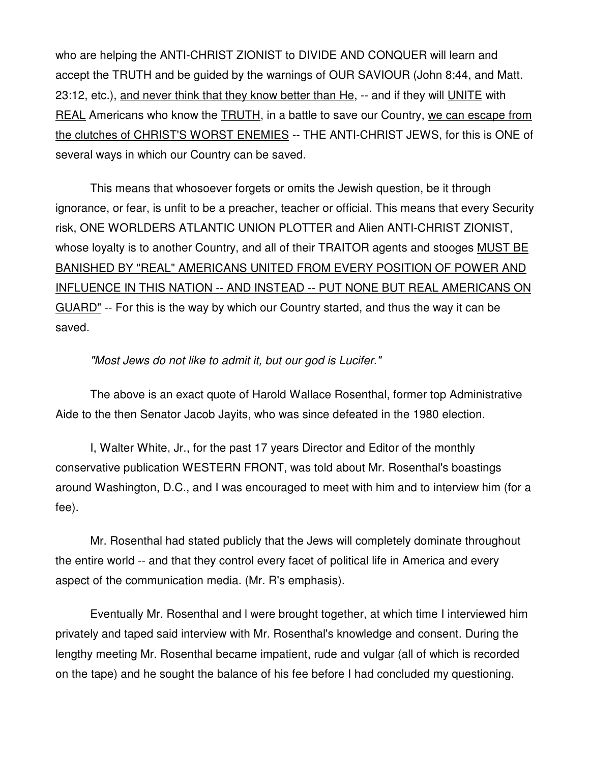who are helping the ANTI-CHRIST ZIONIST to DIVIDE AND CONQUER will learn and accept the TRUTH and be guided by the warnings of OUR SAVIOUR (John 8:44, and Matt. 23:12, etc.), <u>and never think that they know better than He</u>, -- and if they will <u>UNITE</u> with <u>REAL</u> Americans who know the <u>TRUTH</u>, in a battle to save our Country, <u>we can escape from the clutches of CHRIST'S WORST ENEMIES</u> -- THE ANTI-CHRIST JEWS, for this is ONE of several ways in which our Country can be saved.

This means that whosoever forgets or omits the Jewish question, be it through ignorance, or fear, is unfit to be a preacher, teacher or official. This means that every Security risk, ONE WORLDERS ATLANTIC UNION PLOTTER and Alien ANTI-CHRIST ZIONIST, whose loyalty is to another Country, and all of their TRAITOR agents and stooges <u>MUST BE BANISHED BY "REAL" AMERICANS UNITED FROM EVERY POSITION OF POWER AND INFLUENCE IN THIS NATION -- AND INSTEAD -- PUT NONE BUT REAL AMERICANS ON GUARD"</u> -- For this is the way by which our Country started, and thus the way it can be saved.

*"Most Jews do not like to admit it, but our god is Lucifer."*

The above is an exact quote of Harold Wallace Rosenthal, former top Administrative Aide to the then Senator Jacob Jayits, who was since defeated in the 1980 election.

I, Walter White, Jr., for the past 17 years Director and Editor of the monthly conservative publication WESTERN FRONT, was told about Mr. Rosenthal's boastings around Washington, D.C., and I was encouraged to meet with him and to interview him (for a fee).

Mr. Rosenthal had stated publicly that the Jews will completely dominate throughout the entire world -- and that they control every facet of political life in America and every aspect of the communication media. (Mr. R's emphasis).

Eventually Mr. Rosenthal and I were brought together, at which time I interviewed him privately and taped said interview with Mr. Rosenthal's knowledge and consent. During the lengthy meeting Mr. Rosenthal became impatient, rude and vulgar (all of which is recorded on the tape) and he sought the balance of his fee before I had concluded my questioning.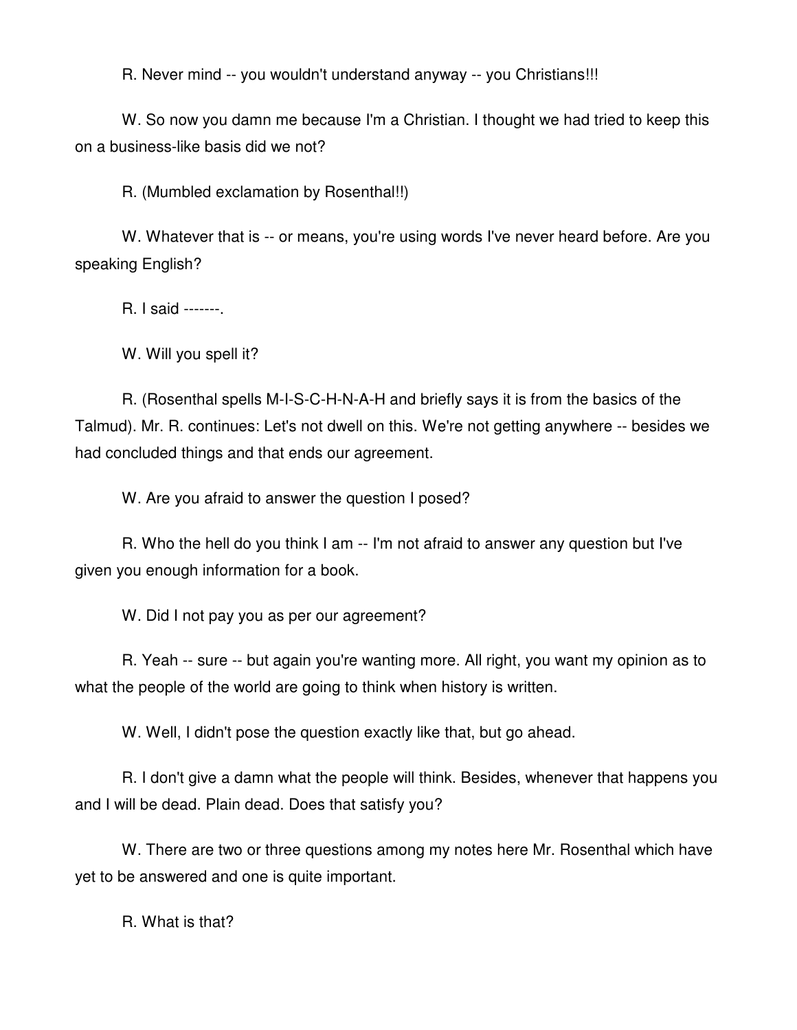R. Never mind -- you wouldn't understand anyway -- you Christians!!!

W. So now you damn me because I'm a Christian. I thought we had tried to keep this on a business-like basis did we not?

R. (Mumbled exclamation by Rosenthal!!)

W. Whatever that is -- or means, you're using words I've never heard before. Are you speaking English?

R. I said -------.

W. Will you spell it?

R. (Rosenthal spells M-I-S-C-H-N-A-H and briefly says it is from the basics of the Talmud). Mr. R. continues: Let's not dwell on this. We're not getting anywhere -- besides we had concluded things and that ends our agreement.

W. Are you afraid to answer the question I posed?

R. Who the hell do you think I am -- I'm not afraid to answer any question but I've given you enough information for a book.

W. Did I not pay you as per our agreement?

R. Yeah -- sure -- but again you're wanting more. All right, you want my opinion as to what the people of the world are going to think when history is written.

W. Well, I didn't pose the question exactly like that, but go ahead.

R. I don't give a damn what the people will think. Besides, whenever that happens you and I will be dead. Plain dead. Does that satisfy you?

W. There are two or three questions among my notes here Mr. Rosenthal which have yet to be answered and one is quite important.

R. What is that?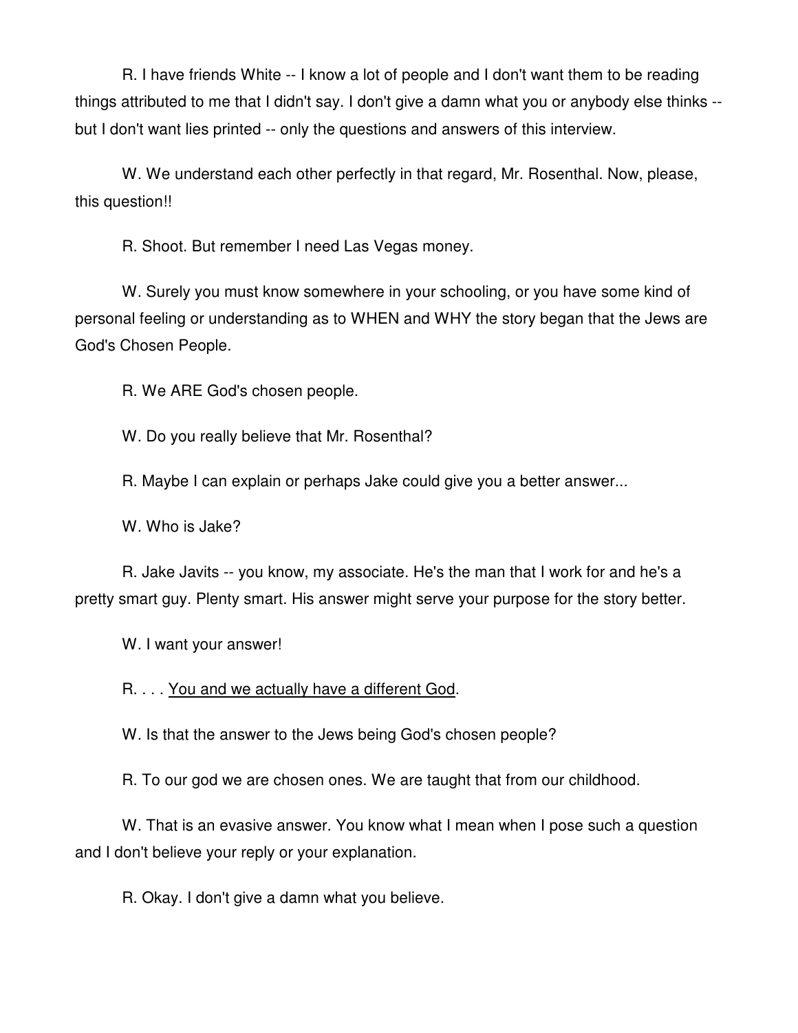R. I have friends White -- I know a lot of people and I don't want them to be reading things attributed to me that I didn't say. I don't give a damn what you or anybody else thinks -- but I don't want lies printed -- only the questions and answers of this interview.

W. We understand each other perfectly in that regard, Mr. Rosenthal. Now, please, this question!!

R. Shoot. But remember I need Las Vegas money.

W. Surely you must know somewhere in your schooling, or you have some kind of personal feeling or understanding as to WHEN and WHY the story began that the Jews are God's Chosen People.

R. We ARE God's chosen people.

W. Do you really believe that Mr. Rosenthal?

R. Maybe I can explain or perhaps Jake could give you a better answer...

W. Who is Jake?

R. Jake Javits -- you know, my associate. He's the man that I work for and he's a pretty smart guy. Plenty smart. His answer might serve your purpose for the story better.

W. I want your answer!

R. . . . <u>You and we actually have a different God</u>.

W. Is that the answer to the Jews being God's chosen people?

R. To our god we are chosen ones. We are taught that from our childhood.

W. That is an evasive answer. You know what I mean when I pose such a question and I don't believe your reply or your explanation.

R. Okay. I don't give a damn what you believe.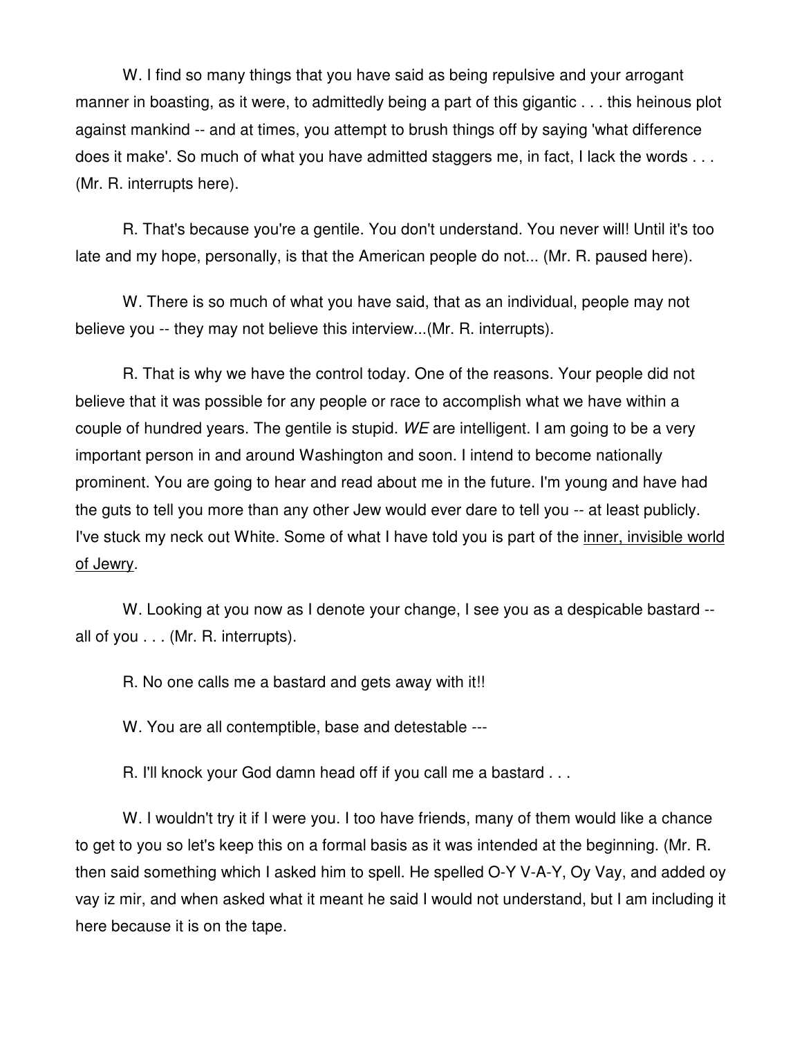W. I find so many things that you have said as being repulsive and your arrogant manner in boasting, as it were, to admittedly being a part of this gigantic . . . this heinous plot against mankind -- and at times, you attempt to brush things off by saying 'what difference does it make'. So much of what you have admitted staggers me, in fact, I lack the words . . . (Mr. R. interrupts here).

R. That's because you're a gentile. You don't understand. You never will! Until it's too late and my hope, personally, is that the American people do not... (Mr. R. paused here).

W. There is so much of what you have said, that as an individual, people may not believe you -- they may not believe this interview...(Mr. R. interrupts).

R. That is why we have the control today. One of the reasons. Your people did not believe that it was possible for any people or race to accomplish what we have within a couple of hundred years. The gentile is stupid. *WE* are intelligent. I am going to be a very important person in and around Washington and soon. I intend to become nationally prominent. You are going to hear and read about me in the future. I'm young and have had the guts to tell you more than any other Jew would ever dare to tell you -- at least publicly. I've stuck my neck out White. Some of what I have told you is part of the <u>inner, invisible world of Jewry</u>.

W. Looking at you now as I denote your change, I see you as a despicable bastard -- all of you . . . (Mr. R. interrupts).

R. No one calls me a bastard and gets away with it!!

W. You are all contemptible, base and detestable ---

R. I'll knock your God damn head off if you call me a bastard . . .

W. I wouldn't try it if I were you. I too have friends, many of them would like a chance to get to you so let's keep this on a formal basis as it was intended at the beginning. (Mr. R. then said something which I asked him to spell. He spelled O-Y V-A-Y, Oy Vay, and added oy vay iz mir, and when asked what it meant he said I would not understand, but I am including it here because it is on the tape.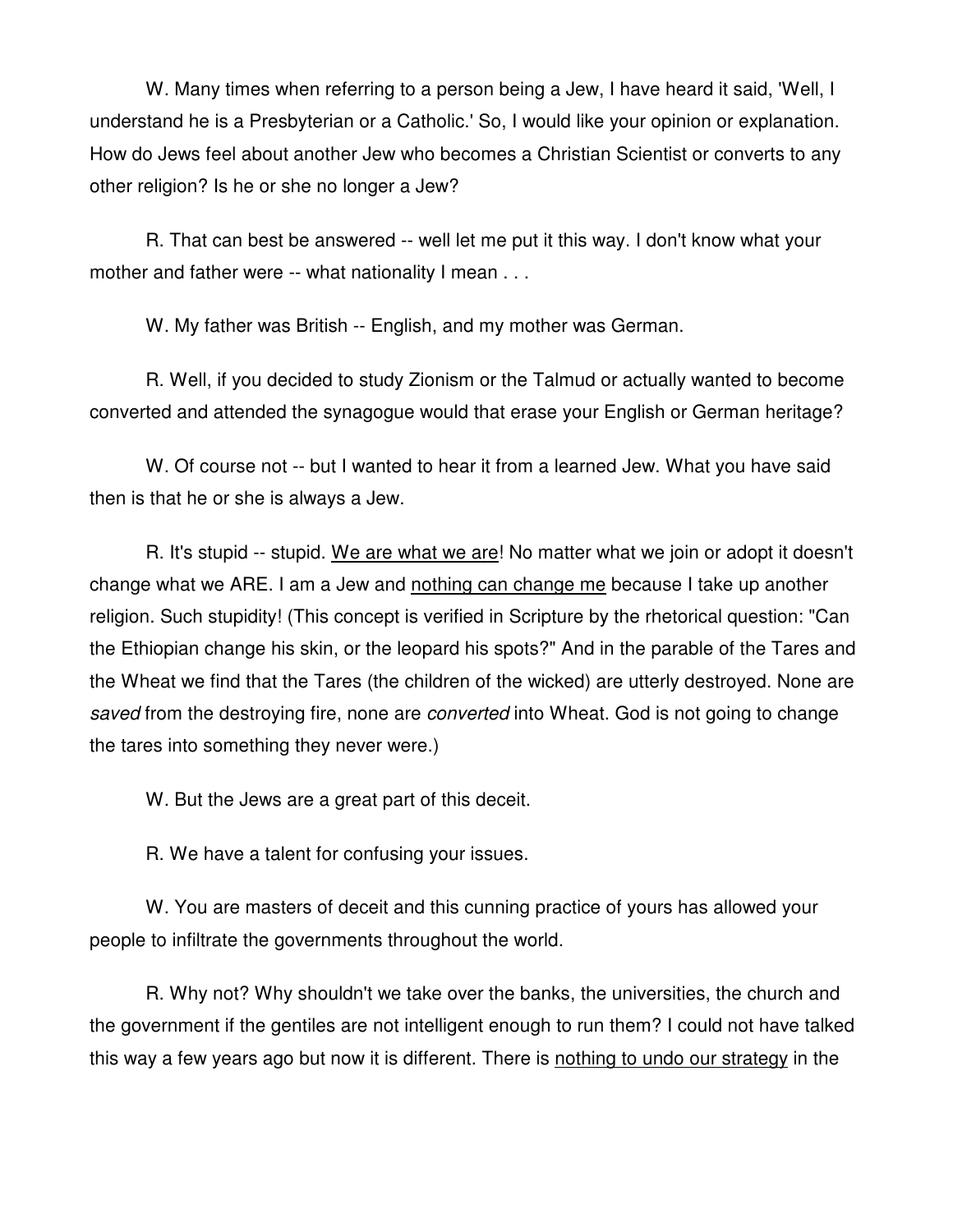W. Many times when referring to a person being a Jew, I have heard it said, 'Well, I understand he is a Presbyterian or a Catholic.' So, I would like your opinion or explanation. How do Jews feel about another Jew who becomes a Christian Scientist or converts to any other religion? Is he or she no longer a Jew?

R. That can best be answered -- well let me put it this way. I don't know what your mother and father were -- what nationality I mean . . .

W. My father was British -- English, and my mother was German.

R. Well, if you decided to study Zionism or the Talmud or actually wanted to become converted and attended the synagogue would that erase your English or German heritage?

W. Of course not -- but I wanted to hear it from a learned Jew. What you have said then is that he or she is always a Jew.

R. It's stupid -- stupid. We are what we are! No matter what we join or adopt it doesn't change what we ARE. I am a Jew and nothing can change me because I take up another religion. Such stupidity! (This concept is verified in Scripture by the rhetorical question: "Can the Ethiopian change his skin, or the leopard his spots?" And in the parable of the Tares and the Wheat we find that the Tares (the children of the wicked) are utterly destroyed. None are *saved* from the destroying fire, none are *converted* into Wheat. God is not going to change the tares into something they never were.)

W. But the Jews are a great part of this deceit.

R. We have a talent for confusing your issues.

W. You are masters of deceit and this cunning practice of yours has allowed your people to infiltrate the governments throughout the world.

R. Why not? Why shouldn't we take over the banks, the universities, the church and the government if the gentiles are not intelligent enough to run them? I could not have talked this way a few years ago but now it is different. There is nothing to undo our strategy in the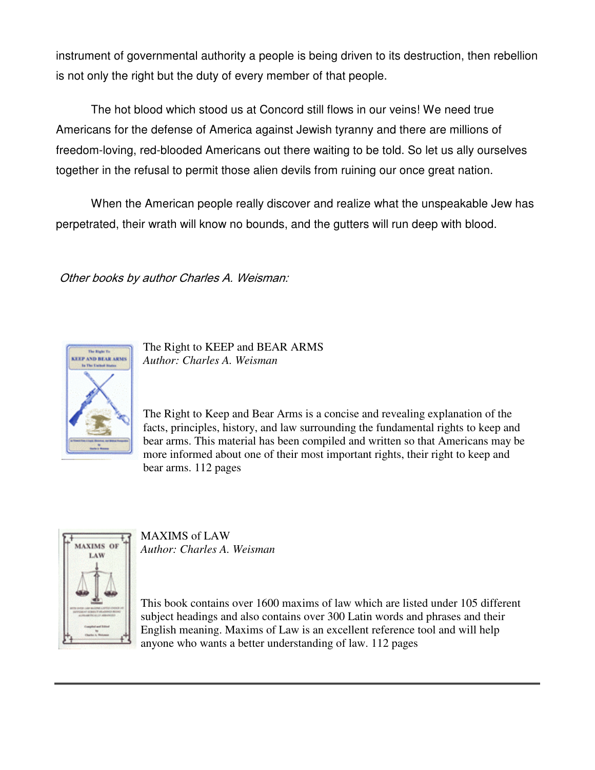instrument of governmental authority a people is being driven to its destruction, then rebellion is not only the right but the duty of every member of that people.

The hot blood which stood us at Concord still flows in our veins! We need true Americans for the defense of America against Jewish tyranny and there are millions of freedom-loving, red-blooded Americans out there waiting to be told. So let us ally ourselves together in the refusal to permit those alien devils from ruining our once great nation.

When the American people really discover and realize what the unspeakable Jew has perpetrated, their wrath will know no bounds, and the gutters will run deep with blood.

*Other books by author Charles A. Weisman:*

The Right to KEEP and BEAR ARMS
*Author: Charles A. Weisman*

The Right to Keep and Bear Arms is a concise and revealing explanation of the facts, principles, history, and law surrounding the fundamental rights to keep and bear arms. This material has been compiled and written so that Americans may be more informed about one of their most important rights, their right to keep and bear arms. 112 pages

MAXIMS of LAW
*Author: Charles A. Weisman*

This book contains over 1600 maxims of law which are listed under 105 different subject headings and also contains over 300 Latin words and phrases and their English meaning. Maxims of Law is an excellent reference tool and will help anyone who wants a better understanding of law. 112 pages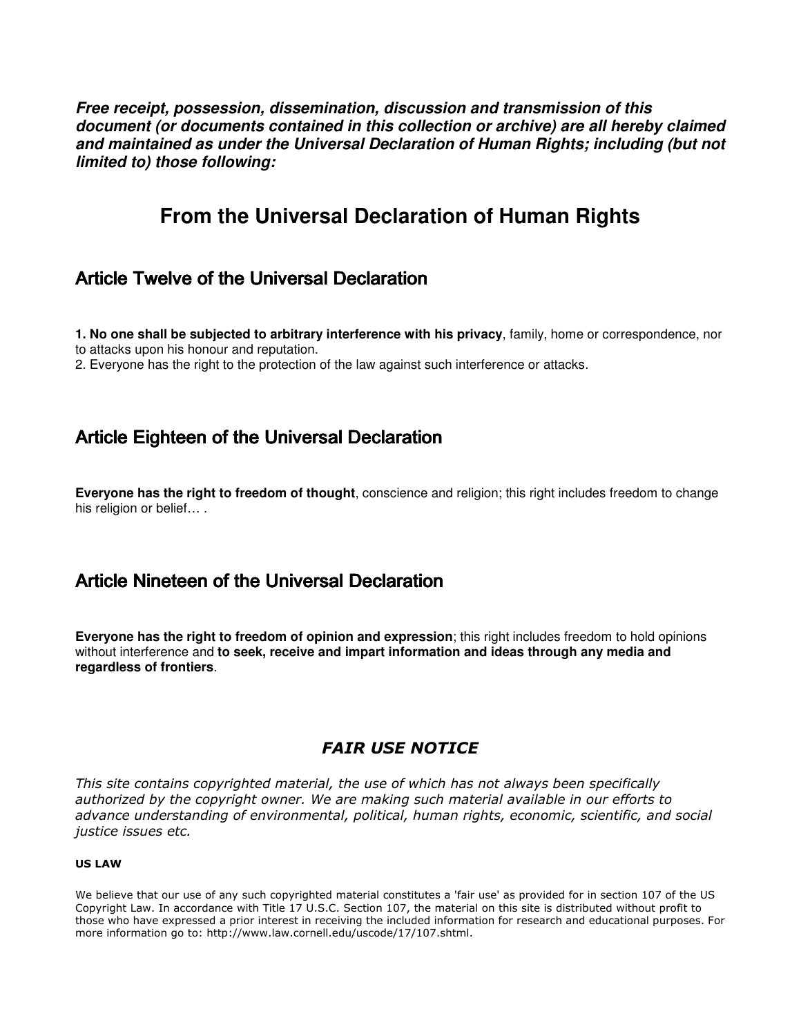***Free receipt, possession, dissemination, discussion and transmission of this document (or documents contained in this collection or archive) are all hereby claimed and maintained as under the Universal Declaration of Human Rights; including (but not limited to) those following:***

# From the Universal Declaration of Human Rights

## Article Twelve of the Universal Declaration

**1. No one shall be subjected to arbitrary interference with his privacy**, family, home or correspondence, nor to attacks upon his honour and reputation.
2. Everyone has the right to the protection of the law against such interference or attacks.

## Article Eighteen of the Universal Declaration

**Everyone has the right to freedom of thought**, conscience and religion; this right includes freedom to change his religion or belief… .

## Article Nineteen of the Universal Declaration

**Everyone has the right to freedom of opinion and expression**; this right includes freedom to hold opinions without interference and **to seek, receive and impart information and ideas through any media and regardless of frontiers**.

### *FAIR USE NOTICE*

*This site contains copyrighted material, the use of which has not always been specifically authorized by the copyright owner. We are making such material available in our efforts to advance understanding of environmental, political, human rights, economic, scientific, and social justice issues etc.*

**US LAW**

We believe that our use of any such copyrighted material constitutes a 'fair use' as provided for in section 107 of the US Copyright Law. In accordance with Title 17 U.S.C. Section 107, the material on this site is distributed without profit to those who have expressed a prior interest in receiving the included information for research and educational purposes. For more information go to: http://www.law.cornell.edu/uscode/17/107.shtml.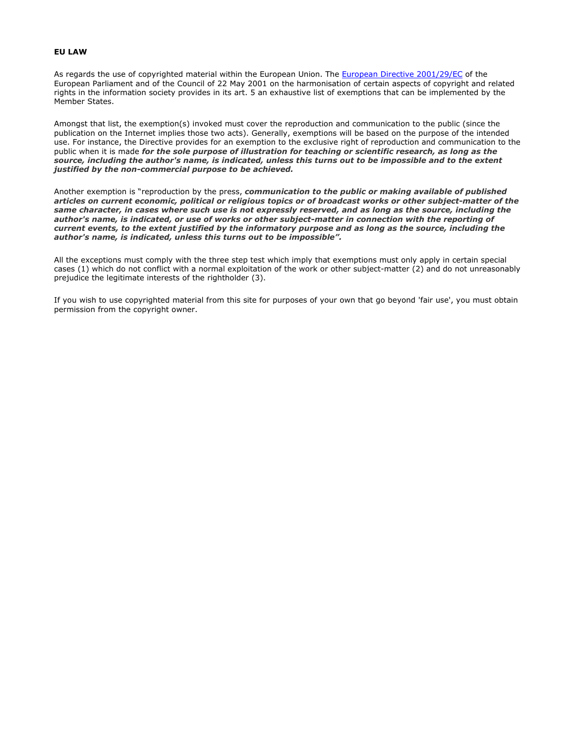**EU LAW**

As regards the use of copyrighted material within the European Union. The [European Directive 2001/29/EC](European Directive 2001/29/EC) of the European Parliament and of the Council of 22 May 2001 on the harmonisation of certain aspects of copyright and related rights in the information society provides in its art. 5 an exhaustive list of exemptions that can be implemented by the Member States.

Amongst that list, the exemption(s) invoked must cover the reproduction and communication to the public (since the publication on the Internet implies those two acts). Generally, exemptions will be based on the purpose of the intended use. For instance, the Directive provides for an exemption to the exclusive right of reproduction and communication to the public when it is made ***for the sole purpose of illustration for teaching or scientific research, as long as the source, including the author's name, is indicated, unless this turns out to be impossible and to the extent justified by the non-commercial purpose to be achieved.***

Another exemption is "reproduction by the press, ***communication to the public or making available of published articles on current economic, political or religious topics or of broadcast works or other subject-matter of the same character, in cases where such use is not expressly reserved, and as long as the source, including the author's name, is indicated, or use of works or other subject-matter in connection with the reporting of current events, to the extent justified by the informatory purpose and as long as the source, including the author's name, is indicated, unless this turns out to be impossible".***

All the exceptions must comply with the three step test which imply that exemptions must only apply in certain special cases (1) which do not conflict with a normal exploitation of the work or other subject-matter (2) and do not unreasonably prejudice the legitimate interests of the rightholder (3).

If you wish to use copyrighted material from this site for purposes of your own that go beyond 'fair use', you must obtain permission from the copyright owner.